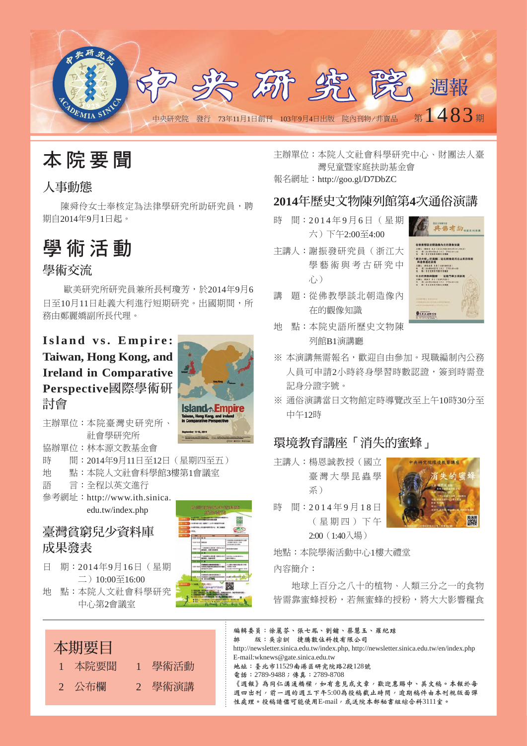# 中央研究院 週報

中央研究院　發行　73年11月1日創刊　103年9月4日出版　院內刊物/非賣品　第1483期

# 本院要聞

## 人事動態

陳舜伶女士奉核定為法律學研究所助研究員，聘期自2014年9月1日起。

# 學術活動

## 學術交流

歐美研究所研究員兼所長柯瓊芳，於2014年9月6日至10月11日赴義大利進行短期研究。出國期間，所務由鄭麗嬌副所長代理。

## Island vs. Empire: Taiwan, Hong Kong, and Ireland in Comparative Perspective國際學術研討會

主辦單位：本院臺灣史研究所、社會學研究所
協辦單位：林本源文教基金會
時　　間：2014年9月11日至12日（星期四至五）
地　　點：本院人文社會科學館3樓第1會議室
語　　言：全程以英文進行
參考網址：http://www.ith.sinica.edu.tw/index.php

## 臺灣貧窮兒少資料庫成果發表

日　期：2014年9月16日（星期二）10:00至16:00
地　點：本院人文社會科學研究中心第2會議室
主辦單位：本院人文社會科學研究中心、財團法人臺灣兒童暨家庭扶助基金會
報名網址：http://goo.gl/D7DbZC

## 2014年歷史文物陳列館第4次通俗演講

時　間：2014年9月6日（星期六）下午2:00至4:00
主講人：謝振發研究員（浙江大學藝術與考古研究中心）
講　題：從佛教學談北朝造像內在的觀像知識
地　點：本院史語所歷史文物陳列館B1演講廳

※ 本演講無需報名，歡迎自由參加。現職編制內公務人員可申請2小時終身學習時數認證，簽到時需登記身分證字號。

※ 通俗演講當日文物館定時導覽改至上午10時30分至中午12時

## 環境教育講座「消失的蜜蜂」

主講人：楊恩誠教授（國立臺灣大學昆蟲學系）
時　間：2014年9月18日（星期四）下午2:00（1:40入場）
地點：本院學術活動中心1樓大禮堂
內容簡介：

地球上百分之八十的植物、人類三分之一的食物皆需靠蜜蜂授粉，若無蜜蜂的授粉，將大大影響糧食

## 本期要目

| | | | |
|---|---|---|---|
| 1 | 本院要聞 | 1 | 學術活動 |
| 2 | 公布欄 | 2 | 學術演講 |

編輯委員：徐麗芬、張七鳳、劉鏞、蔡慧玉、羅紀琼
排　　版：吳宗訓　捷騰數位科技有限公司
http://newsletter.sinica.edu.tw/index.php, http://newsletter.sinica.edu.tw/en/index.php
E-mail:wknews@gate.sinica.edu.tw
地址：臺北市11529南港區研究院路2段128號
電話：2789-9488；傳真：2789-8708
《週報》為同仁溝通橋樑，如有意見或文章，歡迎惠賜中、英文稿。本報於每週四出刊，前一週的週三下午5:00為投稿截止時間，逾期稿件由本刊視版面彈性處理。投稿請儘可能使用E-mail，或送院本部秘書組綜合科3111室。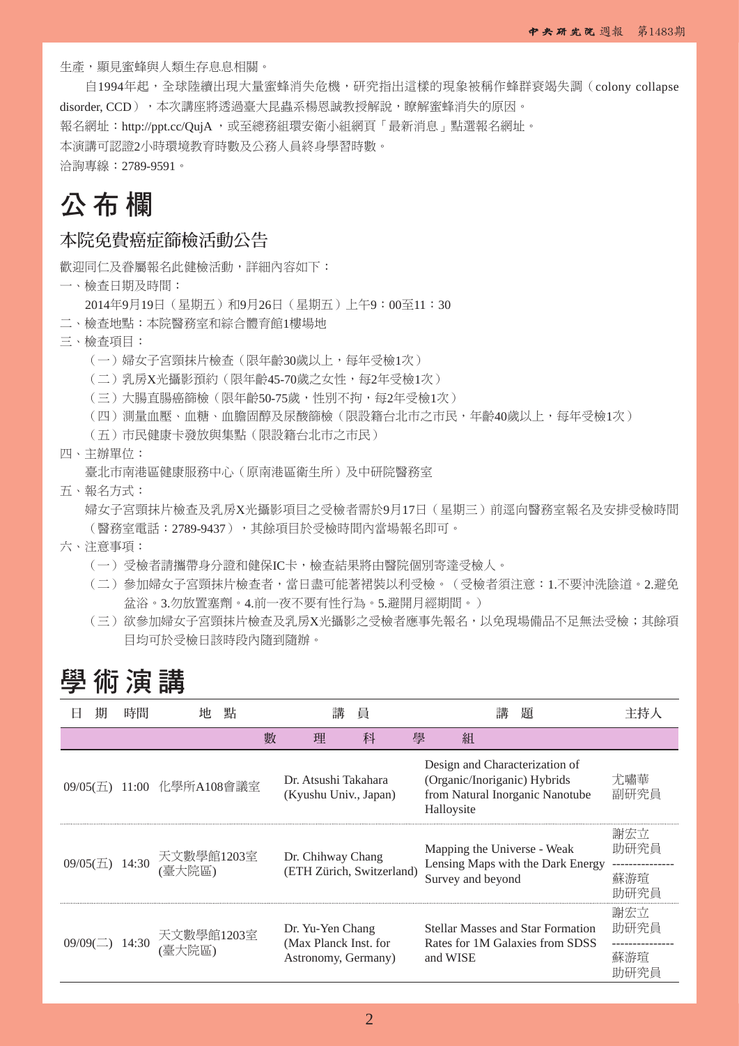生產，顯見蜜蜂與人類生存息息相關。

自1994年起，全球陸續出現大量蜜蜂消失危機，研究指出這樣的現象被稱作蜂群衰竭失調（colony collapse disorder, CCD），本次講座將透過臺大昆蟲系楊恩誠教授解說，瞭解蜜蜂消失的原因。

報名網址：http://ppt.cc/QujA ，或至總務組環安衛小組網頁「最新消息」點選報名網址。

本演講可認證2小時環境教育時數及公務人員終身學習時數。

洽詢專線：2789-9591。

# 公布欄

## 本院免費癌症篩檢活動公告

歡迎同仁及眷屬報名此健檢活動，詳細內容如下：

一、檢查日期及時間：

2014年9月19日（星期五）和9月26日（星期五）上午9：00至11：30

二、檢查地點：本院醫務室和綜合體育館1樓場地

三、檢查項目：

（一）婦女子宮頸抹片檢查（限年齡30歲以上，每年受檢1次）

（二）乳房X光攝影預約（限年齡45-70歲之女性，每2年受檢1次）

（三）大腸直腸癌篩檢（限年齡50-75歲，性別不拘，每2年受檢1次）

（四）測量血壓、血糖、血膽固醇及尿酸篩檢（限設籍台北市之市民，年齡40歲以上，每年受檢1次）

（五）市民健康卡發放與集點（限設籍台北市之市民）

四、主辦單位：

臺北市南港區健康服務中心（原南港區衛生所）及中研院醫務室

五、報名方式：

婦女子宮頸抹片檢查及乳房X光攝影項目之受檢者需於9月17日（星期三）前逕向醫務室報名及安排受檢時間（醫務室電話：2789-9437），其餘項目於受檢時間內當場報名即可。

六、注意事項：

（一）受檢者請攜帶身分證和健保IC卡，檢查結果將由醫院個別寄達受檢人。

（二）參加婦女子宮頸抹片檢查者，當日盡可能著裙裝以利受檢。（受檢者須注意：1.不要沖洗陰道。2.避免盆浴。3.勿放置塞劑。4.前一夜不要有性行為。5.避開月經期間。）

（三）欲參加婦女子宮頸抹片檢查及乳房X光攝影之受檢者應事先報名，以免現場備品不足無法受檢；其餘項目均可於受檢日該時段內隨到隨辦。

# 學術演講

| 日　期 | 時間 | 地　點 | 講　員 | 講　題 | 主持人 |
|---|---|---|---|---|---|
| **數理科學組** | | | | | |
| 09/05(五) | 11:00 | 化學所A108會議室 | Dr. Atsushi Takahara (Kyushu Univ., Japan) | Design and Characterization of (Organic/Inoriganic) Hybrids from Natural Inorganic Nanotube Halloysite | 尤嘯華 副研究員 |
| 09/05(五) | 14:30 | 天文數學館1203室 (臺大院區) | Dr. Chihway Chang (ETH Zürich, Switzerland) | Mapping the Universe - Weak Lensing Maps with the Dark Energy Survey and beyond | 謝宏立 助研究員 / 蘇游瑄 助研究員 |
| 09/09(二) | 14:30 | 天文數學館1203室 (臺大院區) | Dr. Yu-Yen Chang (Max Planck Inst. for Astronomy, Germany) | Stellar Masses and Star Formation Rates for 1M Galaxies from SDSS and WISE | 謝宏立 助研究員 / 蘇游瑄 助研究員 |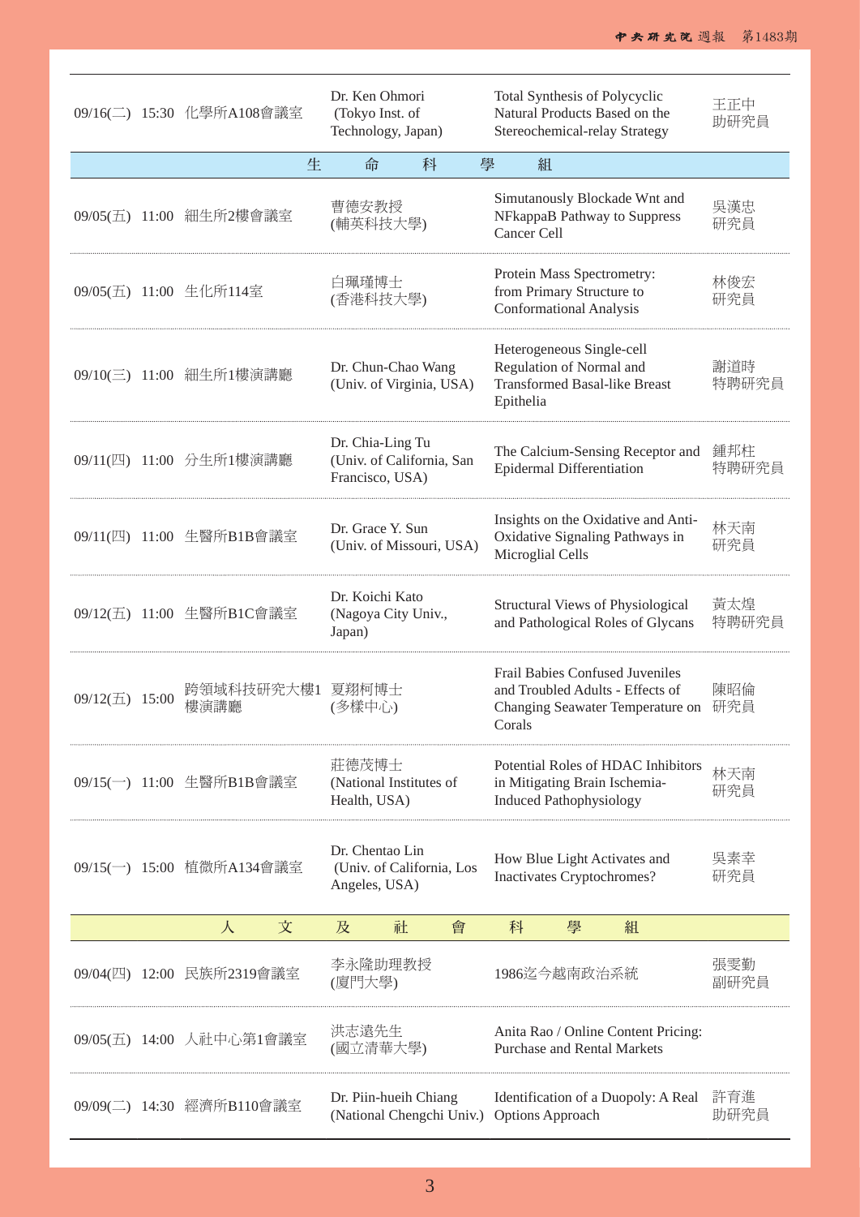| | | | | | |
|---|---|---|---|---|---|
| 09/16(二) | 15:30 | 化學所A108會議室 | Dr. Ken Ohmori (Tokyo Inst. of Technology, Japan) | Total Synthesis of Polycyclic Natural Products Based on the Stereochemical-relay Strategy | 王正中 助研究員 |
| **生命科學組** | | | | | |
| 09/05(五) | 11:00 | 細生所2樓會議室 | 曹德安教授 (輔英科技大學) | Simutanously Blockade Wnt and NFkappaB Pathway to Suppress Cancer Cell | 吳漢忠 研究員 |
| 09/05(五) | 11:00 | 生化所114室 | 白珮瑾博士 (香港科技大學) | Protein Mass Spectrometry: from Primary Structure to Conformational Analysis | 林俊宏 研究員 |
| 09/10(三) | 11:00 | 細生所1樓演講廳 | Dr. Chun-Chao Wang (Univ. of Virginia, USA) | Heterogeneous Single-cell Regulation of Normal and Transformed Basal-like Breast Epithelia | 謝道時 特聘研究員 |
| 09/11(四) | 11:00 | 分生所1樓演講廳 | Dr. Chia-Ling Tu (Univ. of California, San Francisco, USA) | The Calcium-Sensing Receptor and Epidermal Differentiation | 鍾邦柱 特聘研究員 |
| 09/11(四) | 11:00 | 生醫所B1B會議室 | Dr. Grace Y. Sun (Univ. of Missouri, USA) | Insights on the Oxidative and Anti-Oxidative Signaling Pathways in Microglial Cells | 林天南 研究員 |
| 09/12(五) | 11:00 | 生醫所B1C會議室 | Dr. Koichi Kato (Nagoya City Univ., Japan) | Structural Views of Physiological and Pathological Roles of Glycans | 黃太煌 特聘研究員 |
| 09/12(五) | 15:00 | 跨領域科技研究大樓1樓演講廳 | 夏翊柯博士 (多樣中心) | Frail Babies Confused Juveniles and Troubled Adults - Effects of Changing Seawater Temperature on Corals | 陳昭倫 研究員 |
| 09/15(一) | 11:00 | 生醫所B1B會議室 | 莊德茂博士 (National Institutes of Health, USA) | Potential Roles of HDAC Inhibitors in Mitigating Brain Ischemia-Induced Pathophysiology | 林天南 研究員 |
| 09/15(一) | 15:00 | 植微所A134會議室 | Dr. Chentao Lin (Univ. of California, Los Angeles, USA) | How Blue Light Activates and Inactivates Cryptochromes? | 吳素幸 研究員 |
| **人文及社會科學組** | | | | | |
| 09/04(四) | 12:00 | 民族所2319會議室 | 李永隆助理教授 (廈門大學) | 1986迄今越南政治系統 | 張雯勤 副研究員 |
| 09/05(五) | 14:00 | 人社中心第1會議室 | 洪志遠先生 (國立清華大學) | Anita Rao / Online Content Pricing: Purchase and Rental Markets | |
| 09/09(二) | 14:30 | 經濟所B110會議室 | Dr. Piin-hueih Chiang (National Chengchi Univ.) | Identification of a Duopoly: A Real Options Approach | 許育進 助研究員 |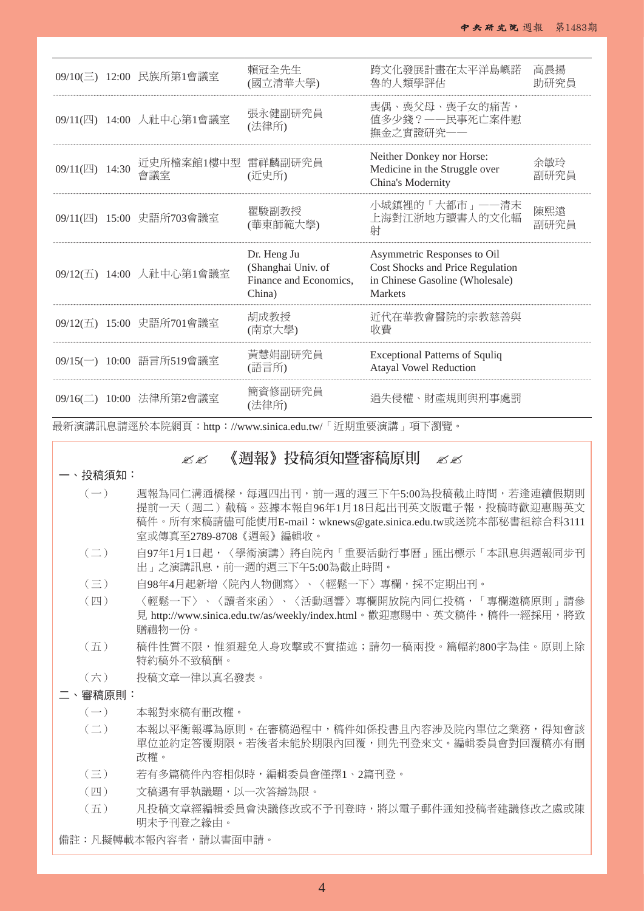| | | | | | |
|---|---|---|---|---|---|
| 09/10(三) | 12:00 | 民族所第1會議室 | 賴冠全先生<br>(國立清華大學) | 跨文化發展計畫在太平洋島嶼諾魯的人類學評估 | 高晨揚<br>助研究員 |
| 09/11(四) | 14:00 | 人社中心第1會議室 | 張永健副研究員<br>(法律所) | 喪偶、喪父母、喪子女的痛苦，值多少錢？——民事死亡案件慰撫金之實證研究—— | |
| 09/11(四) | 14:30 | 近史所檔案館1樓中型會議室 | 雷祥麟副研究員<br>(近史所) | Neither Donkey nor Horse: Medicine in the Struggle over China's Modernity | 余敏玲<br>副研究員 |
| 09/11(四) | 15:00 | 史語所703會議室 | 瞿駿副教授<br>(華東師範大學) | 小城鎮裡的「大都市」——清末上海對江浙地方讀書人的文化輻射 | 陳熙遠<br>副研究員 |
| 09/12(五) | 14:00 | 人社中心第1會議室 | Dr. Heng Ju<br>(Shanghai Univ. of Finance and Economics, China) | Asymmetric Responses to Oil Cost Shocks and Price Regulation in Chinese Gasoline (Wholesale) Markets | |
| 09/12(五) | 15:00 | 史語所701會議室 | 胡成教授<br>(南京大學) | 近代在華教會醫院的宗教慈善與收費 | |
| 09/15(一) | 10:00 | 語言所519會議室 | 黃慧娟副研究員<br>(語言所) | Exceptional Patterns of Squliq Atayal Vowel Reduction | |
| 09/16(二) | 10:00 | 法律所第2會議室 | 簡資修副研究員<br>(法律所) | 過失侵權、財產規則與刑事處罰 | |

最新演講訊息請逕於本院網頁：http：//www.sinica.edu.tw/「近期重要演講」項下瀏覽。

## ✍✍ 《週報》投稿須知暨審稿原則 ✍✍

**一、投稿須知：**

（一） 週報為同仁溝通橋樑，每週四出刊，前一週的週三下午5:00為投稿截止時間，若逢連續假期則提前一天（週二）截稿。茲據本報自96年1月18日起出刊英文版電子報，投稿時歡迎惠賜英文稿件。所有來稿請儘可能使用E-mail：wknews@gate.sinica.edu.tw或送院本部秘書組綜合科3111室或傳真至2789-8708《週報》編輯收。

（二） 自97年1月1日起，〈學術演講〉將自院內「重要活動行事曆」匯出標示「本訊息與週報同步刊出」之演講訊息，前一週的週三下午5:00為截止時間。

（三） 自98年4月起新增〈院內人物側寫〉、〈輕鬆一下〉專欄，採不定期出刊。

（四） 〈輕鬆一下〉、〈讀者來函〉、〈活動迴響〉專欄開放院內同仁投稿，「專欄邀稿原則」請參見 http://www.sinica.edu.tw/as/weekly/index.html。歡迎惠賜中、英文稿件，稿件一經採用，將致贈禮物一份。

（五） 稿件性質不限，惟須避免人身攻擊或不實描述；請勿一稿兩投。篇幅約800字為佳。原則上除特約稿外不致稿酬。

（六） 投稿文章一律以真名發表。

**二、審稿原則：**

（一） 本報對來稿有刪改權。

（二） 本報以平衡報導為原則。在審稿過程中，稿件如係投書且內容涉及院內單位之業務，得知會該單位並約定答覆期限。若後者未能於期限內回覆，則先刊登來文。編輯委員會對回覆稿亦有刪改權。

（三） 若有多篇稿件內容相似時，編輯委員會僅擇1、2篇刊登。

（四） 文稿遇有爭執議題，以一次答辯為限。

（五） 凡投稿文章經編輯委員會決議修改或不予刊登時，將以電子郵件通知投稿者建議修改之處或陳明未予刊登之緣由。

備註：凡擬轉載本報內容者，請以書面申請。